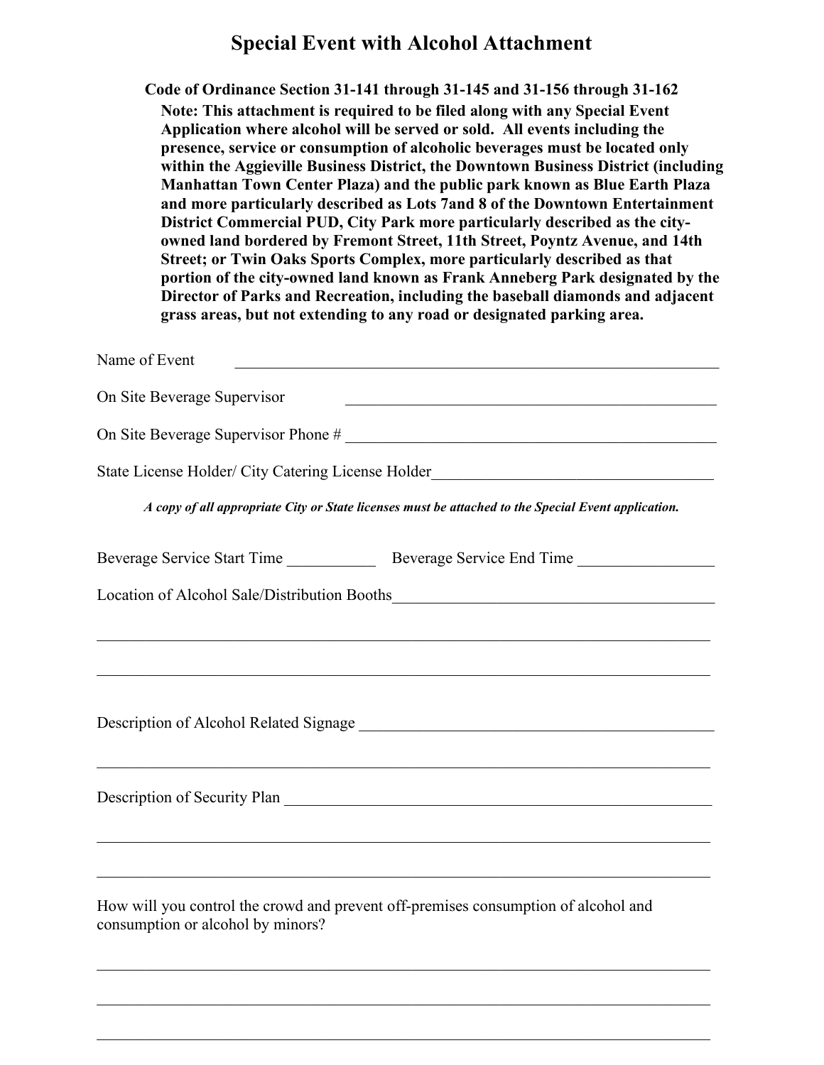# Special Event with Alcohol Attachment

**Code of Ordinance Section 31-141 through 31-145 and 31-156 through 31-162**

**Note: This attachment is required to be filed along with any Special Event Application where alcohol will be served or sold. All events including the presence, service or consumption of alcoholic beverages must be located only within the Aggieville Business District, the Downtown Business District (including Manhattan Town Center Plaza) and the public park known as Blue Earth Plaza and more particularly described as Lots 7and 8 of the Downtown Entertainment District Commercial PUD, City Park more particularly described as the city-owned land bordered by Fremont Street, 11th Street, Poyntz Avenue, and 14th Street; or Twin Oaks Sports Complex, more particularly described as that portion of the city-owned land known as Frank Anneberg Park designated by the Director of Parks and Recreation, including the baseball diamonds and adjacent grass areas, but not extending to any road or designated parking area.**

Name of Event ______________________________________________________________

On Site Beverage Supervisor ______________________________________________

On Site Beverage Supervisor Phone # ______________________________________________

State License Holder/ City Catering License Holder____________________________________

***A copy of all appropriate City or State licenses must be attached to the Special Event application.***

Beverage Service Start Time ___________ Beverage Service End Time _________________

Location of Alcohol Sale/Distribution Booths________________________________________

_______________________________________________________________________________

_______________________________________________________________________________

Description of Alcohol Related Signage _____________________________________________

_______________________________________________________________________________

Description of Security Plan ______________________________________________________

_______________________________________________________________________________

_______________________________________________________________________________

How will you control the crowd and prevent off-premises consumption of alcohol and consumption or alcohol by minors?

_______________________________________________________________________________

_______________________________________________________________________________

_______________________________________________________________________________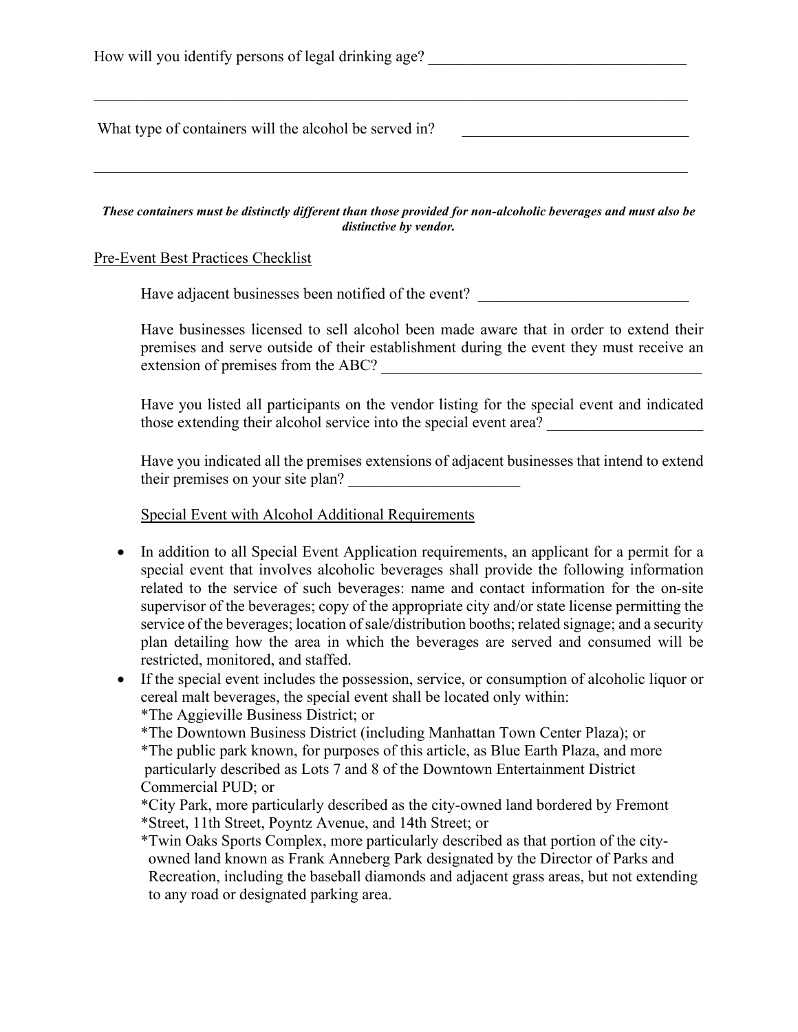How will you identify persons of legal drinking age? ________________________________

________________________________________________________________________________

What type of containers will the alcohol be served in? ____________________________

________________________________________________________________________________

***These containers must be distinctly different than those provided for non-alcoholic beverages and must also be distinctive by vendor.***

<u>Pre-Event Best Practices Checklist</u>

Have adjacent businesses been notified of the event? ___________________________

Have businesses licensed to sell alcohol been made aware that in order to extend their premises and serve outside of their establishment during the event they must receive an extension of premises from the ABC? ___________________________________________

Have you listed all participants on the vendor listing for the special event and indicated those extending their alcohol service into the special event area? ____________________

Have you indicated all the premises extensions of adjacent businesses that intend to extend their premises on your site plan? ______________________

<u>Special Event with Alcohol Additional Requirements</u>

- In addition to all Special Event Application requirements, an applicant for a permit for a special event that involves alcoholic beverages shall provide the following information related to the service of such beverages: name and contact information for the on-site supervisor of the beverages; copy of the appropriate city and/or state license permitting the service of the beverages; location of sale/distribution booths; related signage; and a security plan detailing how the area in which the beverages are served and consumed will be restricted, monitored, and staffed.
- If the special event includes the possession, service, or consumption of alcoholic liquor or cereal malt beverages, the special event shall be located only within:
  *The Aggieville Business District; or
  *The Downtown Business District (including Manhattan Town Center Plaza); or
  *The public park known, for purposes of this article, as Blue Earth Plaza, and more particularly described as Lots 7 and 8 of the Downtown Entertainment District Commercial PUD; or
  *City Park, more particularly described as the city-owned land bordered by Fremont
  *Street, 11th Street, Poyntz Avenue, and 14th Street; or
  *Twin Oaks Sports Complex, more particularly described as that portion of the city-owned land known as Frank Anneberg Park designated by the Director of Parks and Recreation, including the baseball diamonds and adjacent grass areas, but not extending to any road or designated parking area.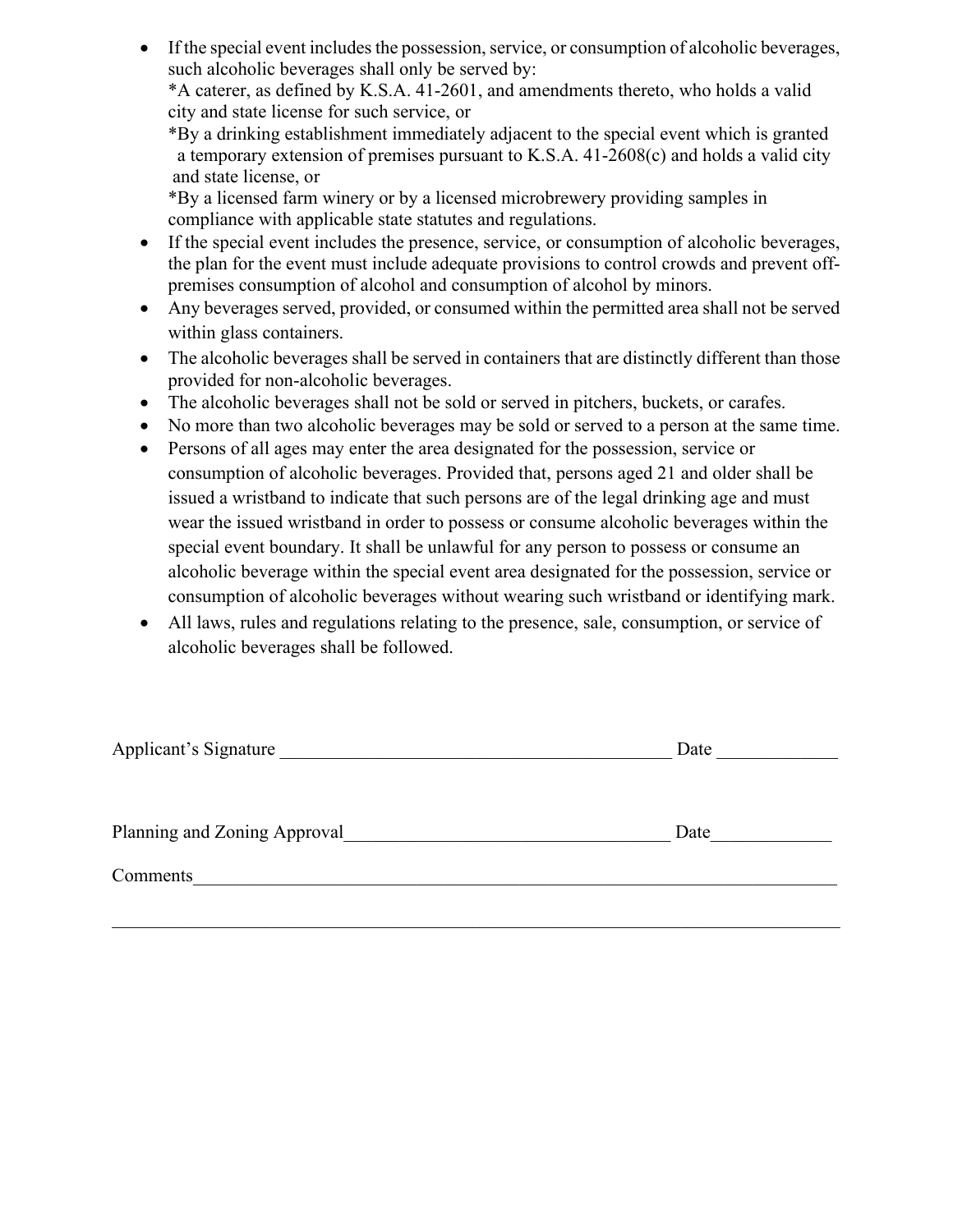- If the special event includes the possession, service, or consumption of alcoholic beverages, such alcoholic beverages shall only be served by:
  *A caterer, as defined by K.S.A. 41-2601, and amendments thereto, who holds a valid city and state license for such service, or
  *By a drinking establishment immediately adjacent to the special event which is granted a temporary extension of premises pursuant to K.S.A. 41-2608(c) and holds a valid city and state license, or
  *By a licensed farm winery or by a licensed microbrewery providing samples in compliance with applicable state statutes and regulations.
- If the special event includes the presence, service, or consumption of alcoholic beverages, the plan for the event must include adequate provisions to control crowds and prevent off-premises consumption of alcohol and consumption of alcohol by minors.
- Any beverages served, provided, or consumed within the permitted area shall not be served within glass containers.
- The alcoholic beverages shall be served in containers that are distinctly different than those provided for non-alcoholic beverages.
- The alcoholic beverages shall not be sold or served in pitchers, buckets, or carafes.
- No more than two alcoholic beverages may be sold or served to a person at the same time.
- Persons of all ages may enter the area designated for the possession, service or consumption of alcoholic beverages. Provided that, persons aged 21 and older shall be issued a wristband to indicate that such persons are of the legal drinking age and must wear the issued wristband in order to possess or consume alcoholic beverages within the special event boundary. It shall be unlawful for any person to possess or consume an alcoholic beverage within the special event area designated for the possession, service or consumption of alcoholic beverages without wearing such wristband or identifying mark.
- All laws, rules and regulations relating to the presence, sale, consumption, or service of alcoholic beverages shall be followed.

Applicant's Signature ___________________________________________ Date _____________

Planning and Zoning Approval___________________________________ Date_____________

Comments_________________________________________________________________________

_________________________________________________________________________________